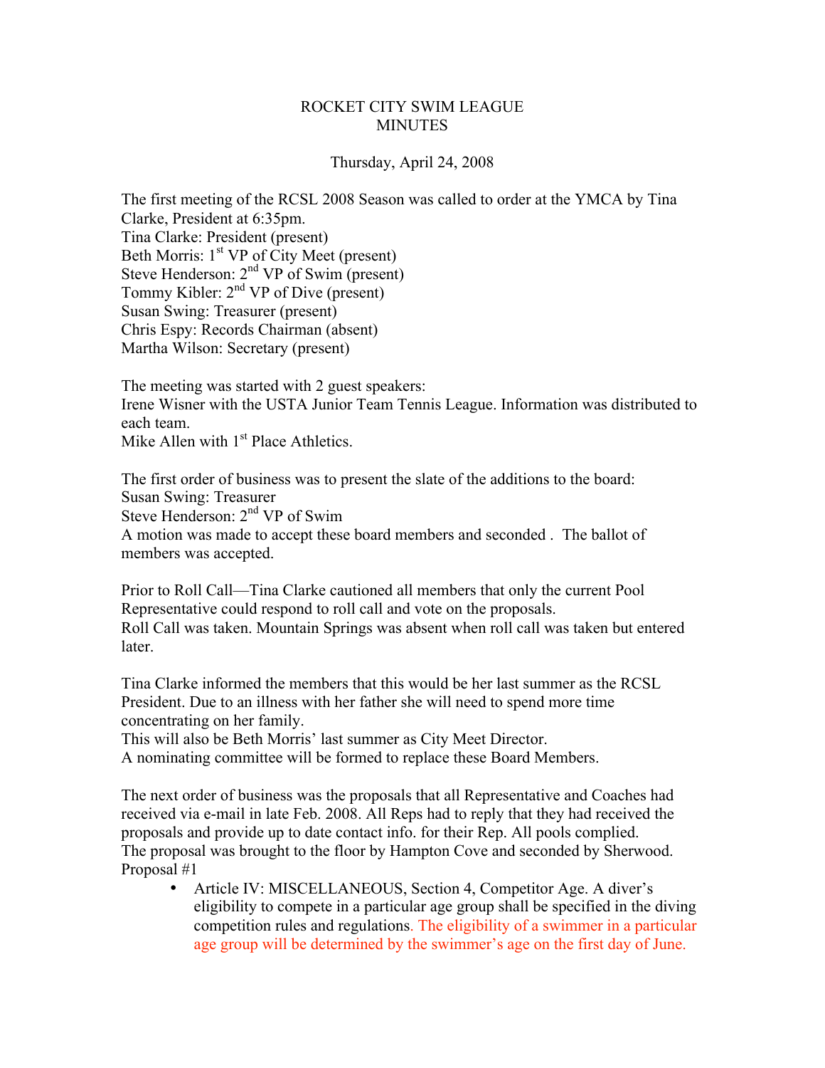# ROCKET CITY SWIM LEAGUE
# MINUTES

Thursday, April 24, 2008

The first meeting of the RCSL 2008 Season was called to order at the YMCA by Tina Clarke, President at 6:35pm.
Tina Clarke: President (present)
Beth Morris: 1st VP of City Meet (present)
Steve Henderson: 2nd VP of Swim (present)
Tommy Kibler: 2nd VP of Dive (present)
Susan Swing: Treasurer (present)
Chris Espy: Records Chairman (absent)
Martha Wilson: Secretary (present)

The meeting was started with 2 guest speakers:
Irene Wisner with the USTA Junior Team Tennis League. Information was distributed to each team.
Mike Allen with 1st Place Athletics.

The first order of business was to present the slate of the additions to the board:
Susan Swing: Treasurer
Steve Henderson: 2nd VP of Swim
A motion was made to accept these board members and seconded . The ballot of members was accepted.

Prior to Roll Call—Tina Clarke cautioned all members that only the current Pool Representative could respond to roll call and vote on the proposals.
Roll Call was taken. Mountain Springs was absent when roll call was taken but entered later.

Tina Clarke informed the members that this would be her last summer as the RCSL President. Due to an illness with her father she will need to spend more time concentrating on her family.
This will also be Beth Morris' last summer as City Meet Director.
A nominating committee will be formed to replace these Board Members.

The next order of business was the proposals that all Representative and Coaches had received via e-mail in late Feb. 2008. All Reps had to reply that they had received the proposals and provide up to date contact info. for their Rep. All pools complied.
The proposal was brought to the floor by Hampton Cove and seconded by Sherwood.
Proposal #1

- Article IV: MISCELLANEOUS, Section 4, Competitor Age. A diver's eligibility to compete in a particular age group shall be specified in the diving competition rules and regulations. The eligibility of a swimmer in a particular age group will be determined by the swimmer's age on the first day of June.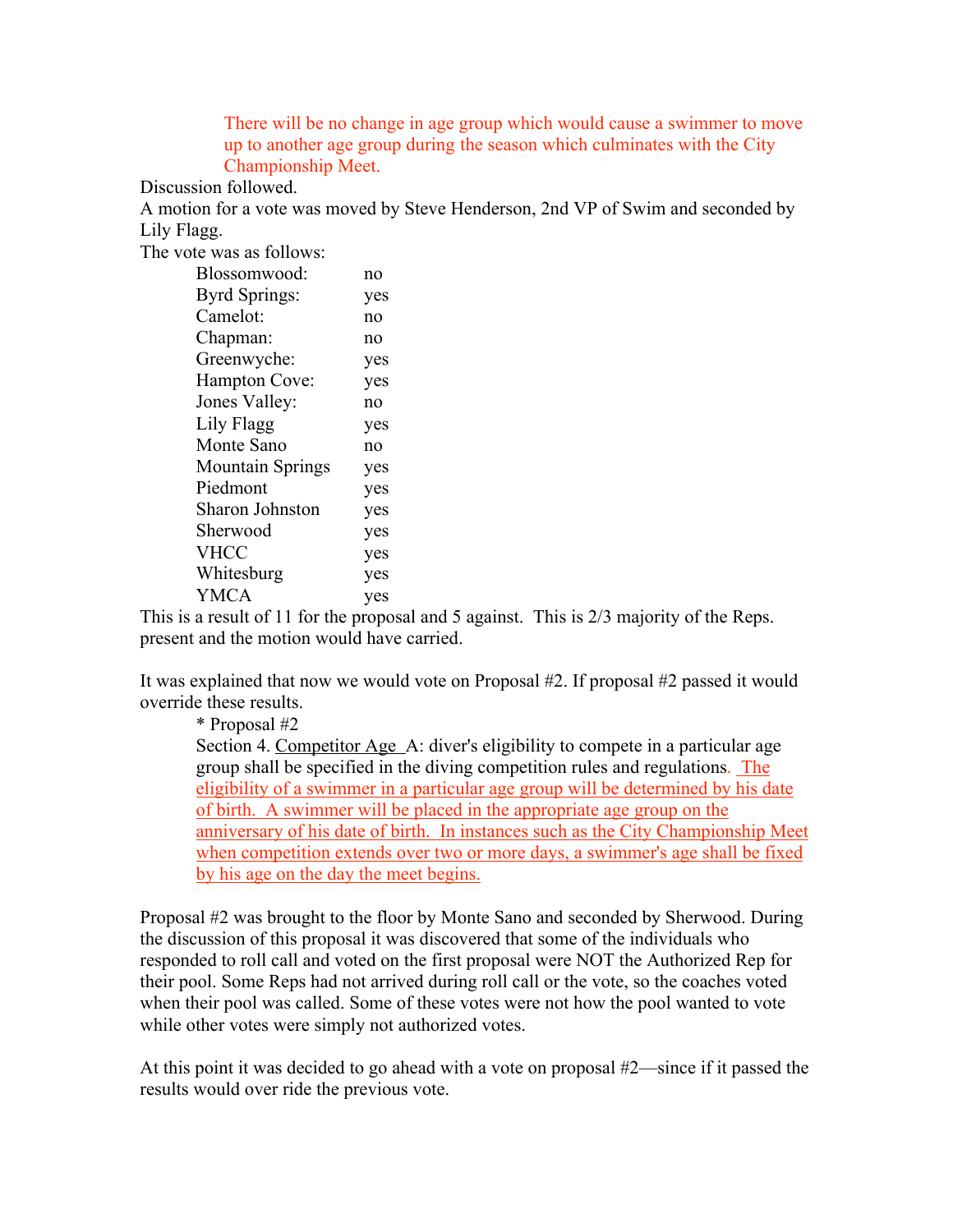There will be no change in age group which would cause a swimmer to move up to another age group during the season which culminates with the City Championship Meet.

Discussion followed.

A motion for a vote was moved by Steve Henderson, 2nd VP of Swim and seconded by Lily Flagg.

The vote was as follows:

| | |
|---|---|
| Blossomwood: | no |
| Byrd Springs: | yes |
| Camelot: | no |
| Chapman: | no |
| Greenwyche: | yes |
| Hampton Cove: | yes |
| Jones Valley: | no |
| Lily Flagg | yes |
| Monte Sano | no |
| Mountain Springs | yes |
| Piedmont | yes |
| Sharon Johnston | yes |
| Sherwood | yes |
| VHCC | yes |
| Whitesburg | yes |
| YMCA | yes |

This is a result of 11 for the proposal and 5 against. This is 2/3 majority of the Reps. present and the motion would have carried.

It was explained that now we would vote on Proposal #2. If proposal #2 passed it would override these results.

* Proposal #2

Section 4. Competitor Age A: diver's eligibility to compete in a particular age group shall be specified in the diving competition rules and regulations. The eligibility of a swimmer in a particular age group will be determined by his date of birth. A swimmer will be placed in the appropriate age group on the anniversary of his date of birth. In instances such as the City Championship Meet when competition extends over two or more days, a swimmer's age shall be fixed by his age on the day the meet begins.

Proposal #2 was brought to the floor by Monte Sano and seconded by Sherwood. During the discussion of this proposal it was discovered that some of the individuals who responded to roll call and voted on the first proposal were NOT the Authorized Rep for their pool. Some Reps had not arrived during roll call or the vote, so the coaches voted when their pool was called. Some of these votes were not how the pool wanted to vote while other votes were simply not authorized votes.

At this point it was decided to go ahead with a vote on proposal #2—since if it passed the results would over ride the previous vote.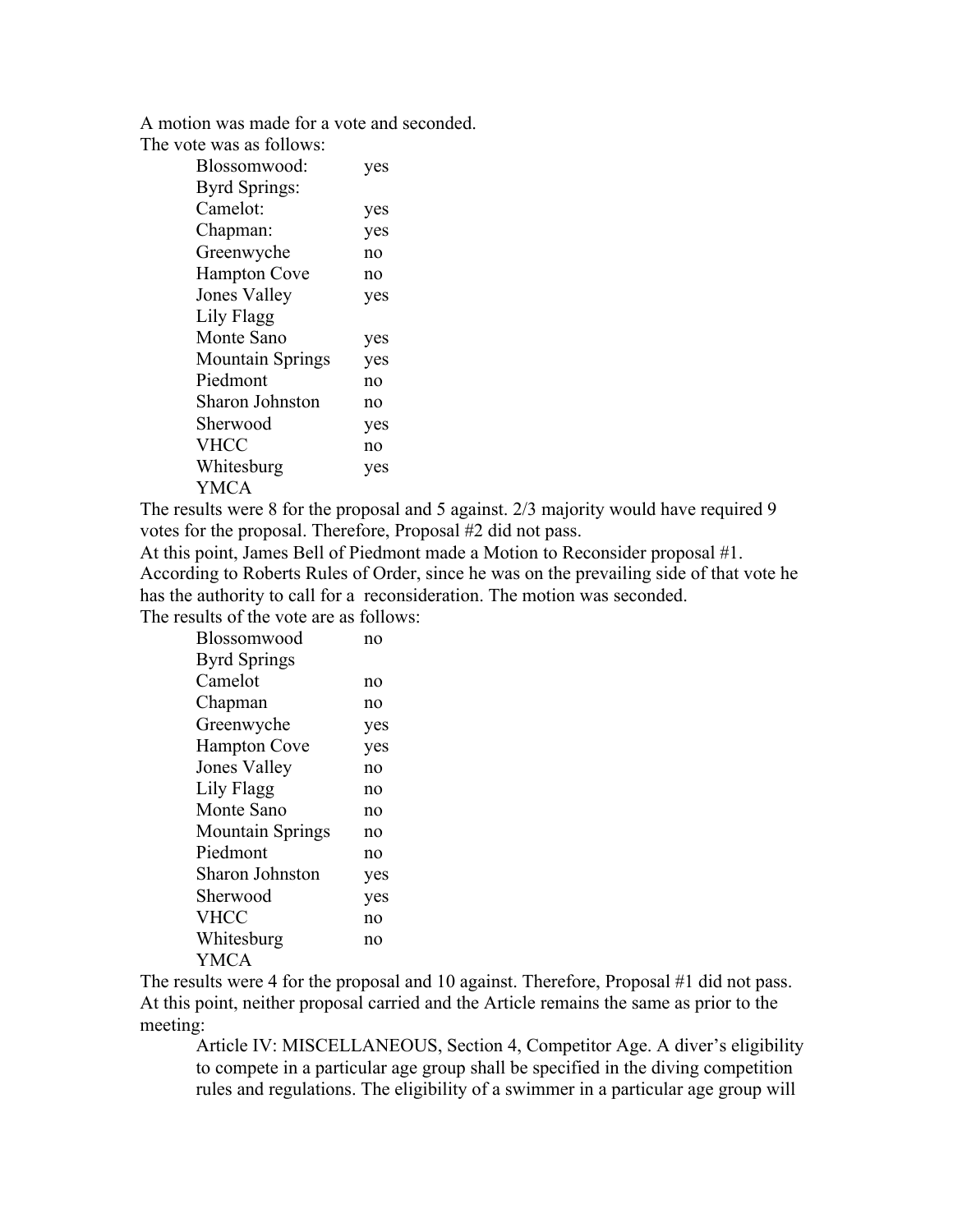A motion was made for a vote and seconded.

The vote was as follows:

| | |
|---|---|
| Blossomwood: | yes |
| Byrd Springs: | |
| Camelot: | yes |
| Chapman: | yes |
| Greenwyche | no |
| Hampton Cove | no |
| Jones Valley | yes |
| Lily Flagg | |
| Monte Sano | yes |
| Mountain Springs | yes |
| Piedmont | no |
| Sharon Johnston | no |
| Sherwood | yes |
| VHCC | no |
| Whitesburg | yes |
| YMCA | |

The results were 8 for the proposal and 5 against. 2/3 majority would have required 9 votes for the proposal. Therefore, Proposal #2 did not pass.

At this point, James Bell of Piedmont made a Motion to Reconsider proposal #1. According to Roberts Rules of Order, since he was on the prevailing side of that vote he has the authority to call for a reconsideration. The motion was seconded.

The results of the vote are as follows:

| | |
|---|---|
| Blossomwood | no |
| Byrd Springs | |
| Camelot | no |
| Chapman | no |
| Greenwyche | yes |
| Hampton Cove | yes |
| Jones Valley | no |
| Lily Flagg | no |
| Monte Sano | no |
| Mountain Springs | no |
| Piedmont | no |
| Sharon Johnston | yes |
| Sherwood | yes |
| VHCC | no |
| Whitesburg | no |
| YMCA | |

The results were 4 for the proposal and 10 against. Therefore, Proposal #1 did not pass.

At this point, neither proposal carried and the Article remains the same as prior to the meeting:

> Article IV: MISCELLANEOUS, Section 4, Competitor Age. A diver's eligibility to compete in a particular age group shall be specified in the diving competition rules and regulations. The eligibility of a swimmer in a particular age group will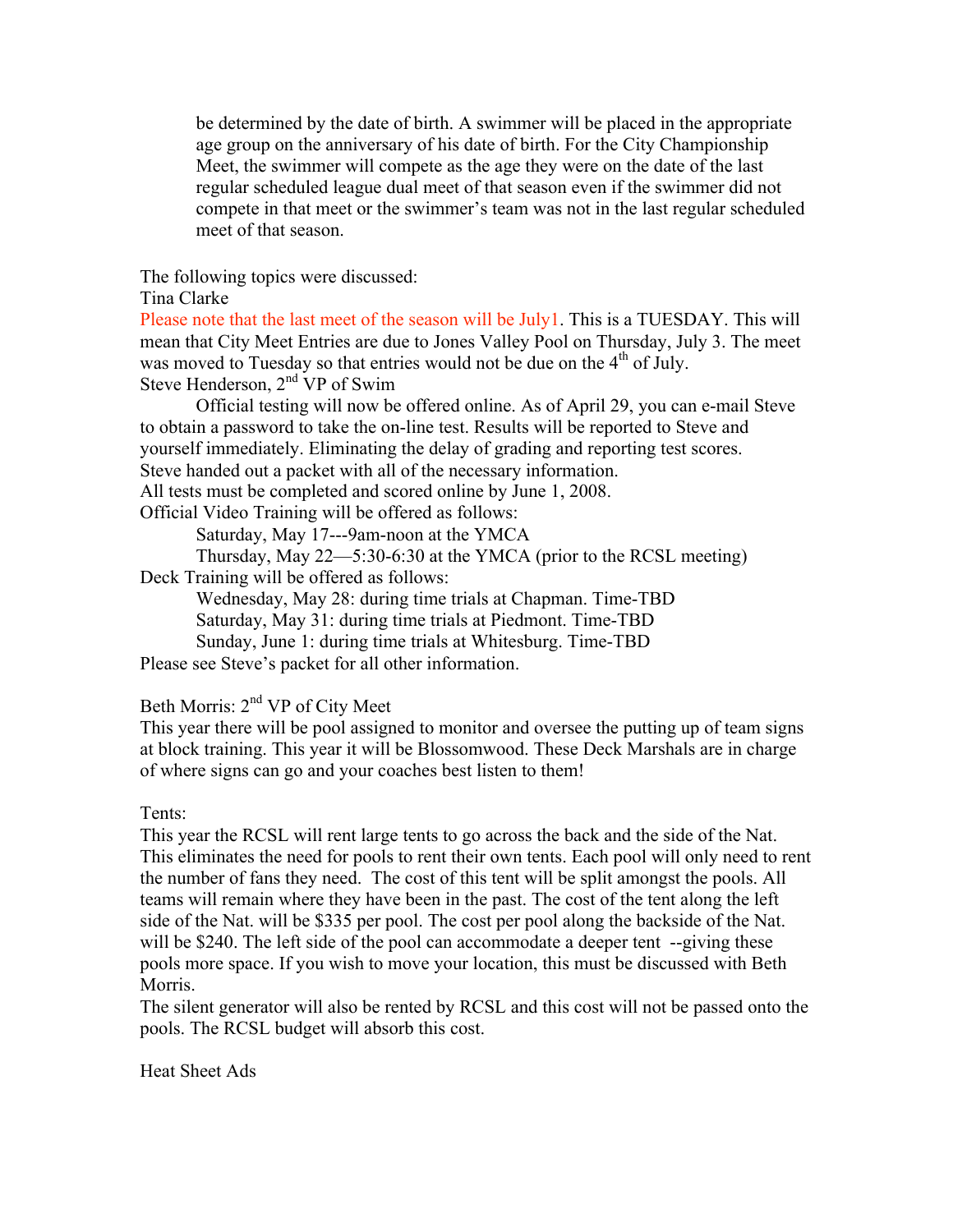be determined by the date of birth. A swimmer will be placed in the appropriate age group on the anniversary of his date of birth. For the City Championship Meet, the swimmer will compete as the age they were on the date of the last regular scheduled league dual meet of that season even if the swimmer did not compete in that meet or the swimmer's team was not in the last regular scheduled meet of that season.

The following topics were discussed:

Tina Clarke

Please note that the last meet of the season will be July1. This is a TUESDAY. This will mean that City Meet Entries are due to Jones Valley Pool on Thursday, July 3. The meet was moved to Tuesday so that entries would not be due on the 4th of July.

Steve Henderson, 2nd VP of Swim

Official testing will now be offered online. As of April 29, you can e-mail Steve to obtain a password to take the on-line test. Results will be reported to Steve and yourself immediately. Eliminating the delay of grading and reporting test scores.

Steve handed out a packet with all of the necessary information.

All tests must be completed and scored online by June 1, 2008.

Official Video Training will be offered as follows:

- Saturday, May 17---9am-noon at the YMCA
- Thursday, May 22—5:30-6:30 at the YMCA (prior to the RCSL meeting)

Deck Training will be offered as follows:

- Wednesday, May 28: during time trials at Chapman. Time-TBD
- Saturday, May 31: during time trials at Piedmont. Time-TBD
- Sunday, June 1: during time trials at Whitesburg. Time-TBD

Please see Steve's packet for all other information.

Beth Morris: 2nd VP of City Meet

This year there will be pool assigned to monitor and oversee the putting up of team signs at block training. This year it will be Blossomwood. These Deck Marshals are in charge of where signs can go and your coaches best listen to them!

Tents:

This year the RCSL will rent large tents to go across the back and the side of the Nat. This eliminates the need for pools to rent their own tents. Each pool will only need to rent the number of fans they need. The cost of this tent will be split amongst the pools. All teams will remain where they have been in the past. The cost of the tent along the left side of the Nat. will be $335 per pool. The cost per pool along the backside of the Nat. will be $240. The left side of the pool can accommodate a deeper tent --giving these pools more space. If you wish to move your location, this must be discussed with Beth Morris.

The silent generator will also be rented by RCSL and this cost will not be passed onto the pools. The RCSL budget will absorb this cost.

Heat Sheet Ads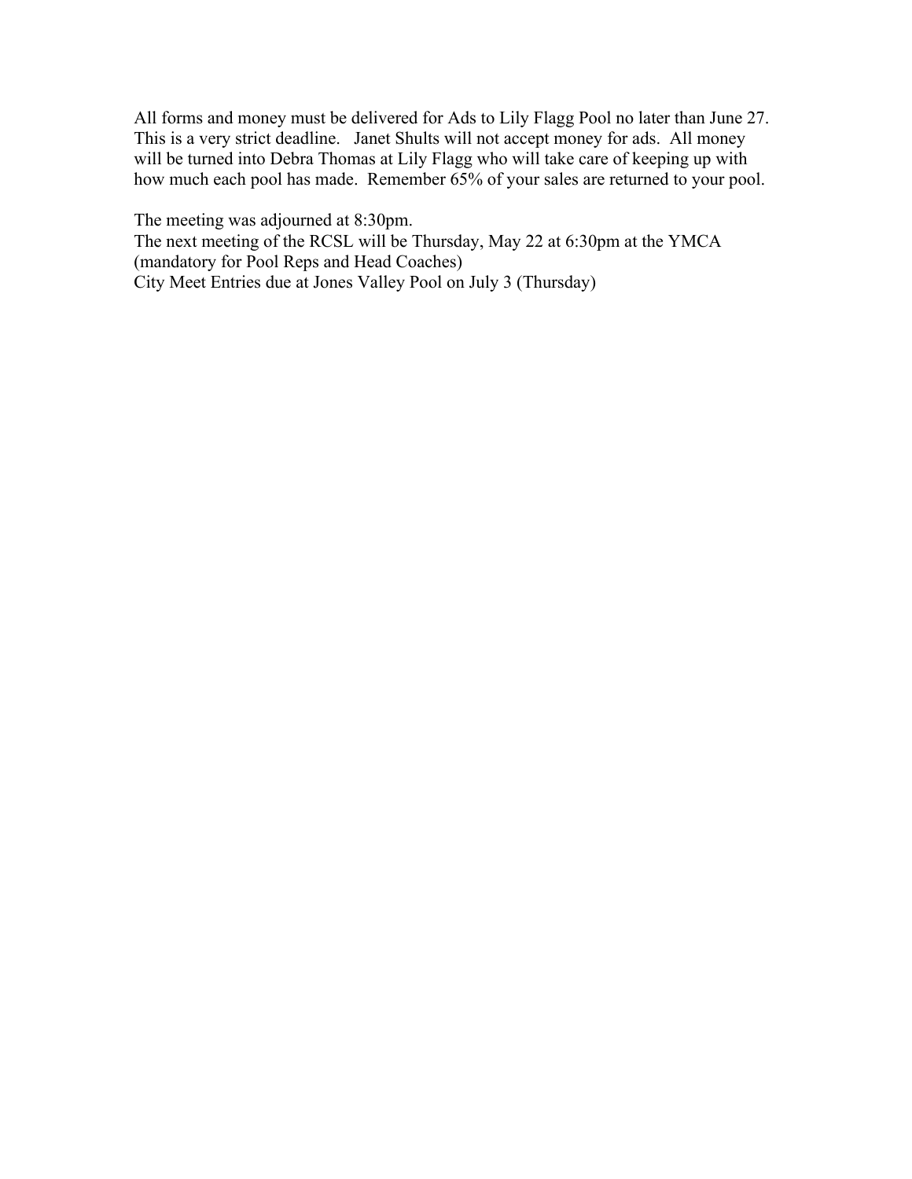All forms and money must be delivered for Ads to Lily Flagg Pool no later than June 27. This is a very strict deadline. Janet Shults will not accept money for ads. All money will be turned into Debra Thomas at Lily Flagg who will take care of keeping up with how much each pool has made. Remember 65% of your sales are returned to your pool.

The meeting was adjourned at 8:30pm.
The next meeting of the RCSL will be Thursday, May 22 at 6:30pm at the YMCA (mandatory for Pool Reps and Head Coaches)
City Meet Entries due at Jones Valley Pool on July 3 (Thursday)